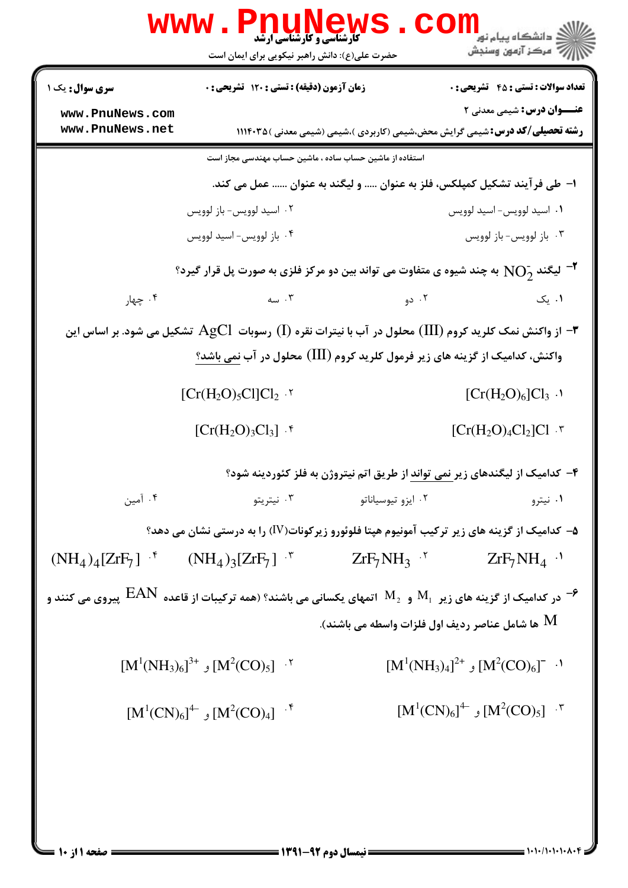**سری سوال:** یک ۱ | **زمان آزمون (دقیقه) : تستی : ۱۲۰ تشریحی : ۰** | **تعداد سوالات : تستی : ۴۵ تشریحی : ۰**

**عنـــوان درس:** شیمی معدنی ۲

**رشته تحصیلی/کد درس:** شیمی گرایش محض،شیمی (کاربردی )،شیمی (شیمی معدنی )۱۱۱۴۰۳۵

استفاده از ماشین حساب ساده ، ماشین حساب مهندسی مجاز است

۱- طی فرآیند تشکیل کمپلکس، فلز به عنوان ..... و لیگند به عنوان ...... عمل می کند.

۱. اسید لوویس- اسید لوویس

۲. اسید لوویس- باز لوویس

۳. باز لوویس- باز لوویس

۴. باز لوویس- اسید لوویس

۲- لیگند $NO_2^-$ به چند شیوه ی متفاوت می تواند بین دو مرکز فلزی به صورت پل قرار گیرد؟

۱. یک

۲. دو

۳. سه

۴. چهار

۳- از واکنش نمک کلرید کروم (III) محلول در آب با نیترات نقره (I) رسوبات $AgCl$ تشکیل می شود. بر اساس این واکنش، کدامیک از گزینه های زیر فرمول کلرید کروم (III) محلول در آب نمی باشد؟

۱. $[Cr(H_2O)_6]Cl_3$

۲. $[Cr(H_2O)_5Cl]Cl_2$

۳. $[Cr(H_2O)_4Cl_2]Cl$

۴. $[Cr(H_2O)_3Cl_3]$

۴- کدامیک از لیگندهای زیر نمی تواند از طریق اتم نیتروژن به فلز کئوردینه شود؟

۱. نیترو

۲. ایزو تیوسیاناتو

۳. نیتریتو

۴. آمین

۵- کدامیک از گزینه های زیر ترکیب آمونیوم هپتا فلوئورو زیرکونات(IV) را به درستی نشان می دهد؟

۱. $ZrF_7NH_4$

۲. $ZrF_7NH_3$

۳. $(NH_4)_3[ZrF_7]$

۴. $(NH_4)_4[ZrF_7]$

۶- در کدامیک از گزینه های زیر $M_1$ و $M_2$ اتمهای یکسانی می باشند؟ (همه ترکیبات از قاعده $EAN$ پیروی می کنند و $M$ ها شامل عناصر ردیف اول فلزات واسطه می باشند).

۱. $[M^1(NH_3)_4]^{2+}$ و $[M^2(CO)_6]^-$

۲. $[M^1(NH_3)_6]^{3+}$ و $[M^2(CO)_5]$

۳. $[M^1(CN)_6]^{4-}$ و $[M^2(CO)_5]$

۴. $[M^1(CN)_6]^{4-}$ و $[M^2(CO)_4]$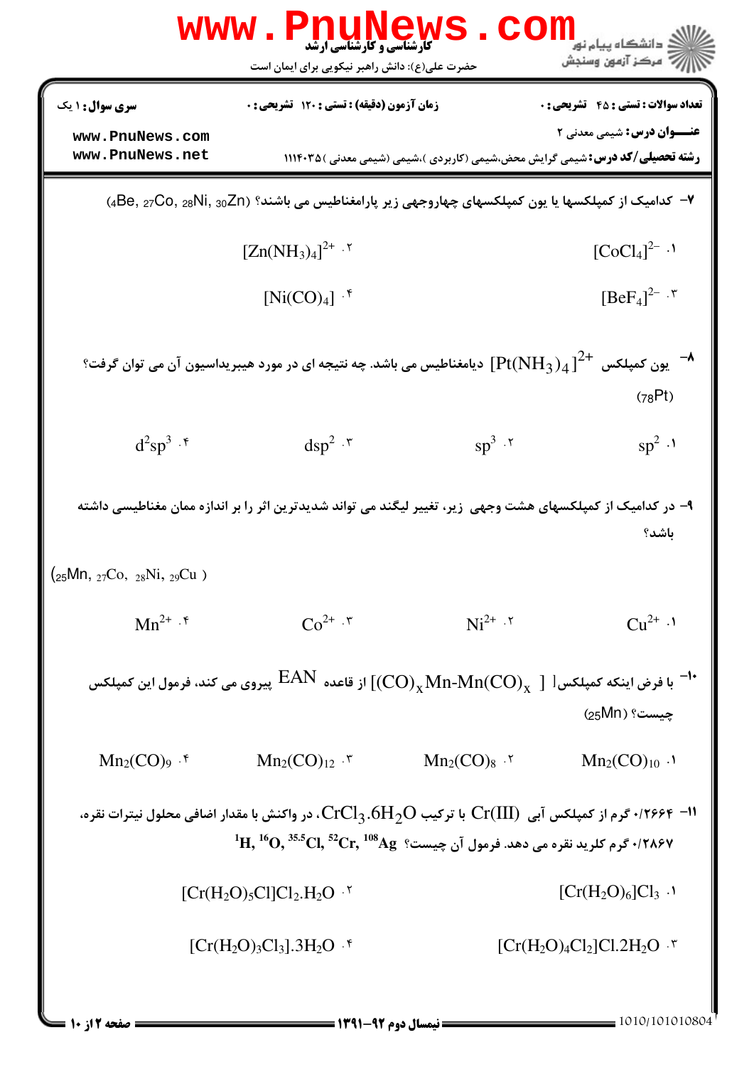**سری سؤال:** ۱ یک | **زمان آزمون (دقیقه) : تستی :** ۱۲۰ **تشریحی :** ۰ | **تعداد سوالات : تستی :** ۴۵ **تشریحی :** ۰

**عنـــوان درس:** شیمی معدنی ۲

**رشته تحصیلی/کد درس:** شیمی گرایش محض،شیمی (کاربردی )،شیمی (شیمی معدنی )۱۱۱۴۰۳۵

۷- کدامیک از کمپلکسها یا یون کمپلکسهای چهاروجهی زیر پارامغناطیس می باشند؟ ($_{4}$Be, $_{27}$Co, $_{28}$Ni, $_{30}$Zn)

۱. $[CoCl_4]^{2-}$

۲. $[Zn(NH_3)_4]^{2+}$

۳. $[BeF_4]^{2-}$

۴. $[Ni(CO)_4]$

۸- یون کمپلکس $[Pt(NH_3)_4]^{2+}$ دیامغناطیس می باشد. چه نتیجه ای در مورد هیبریداسیون آن می توان گرفت؟ ($_{78}$Pt)

۱. $sp^2$

۲. $sp^3$

۳. $dsp^2$

۴. $d^2sp^3$

۹- در کدامیک از کمپلکسهای هشت وجهی زیر، تغییر لیگند می تواند شدیدترین اثر را بر اندازه ممان مغناطیسی داشته باشد؟

($_{25}$Mn, $_{27}$Co, $_{28}$Ni, $_{29}$Cu )

۱. $Cu^{2+}$

۲. $Ni^{2+}$

۳. $Co^{2+}$

۴. $Mn^{2+}$

۱۰- با فرض اینکه کمپلکس $[(CO)_xMn\text{-}Mn(CO)_x]$ از قاعده EAN پیروی می کند، فرمول این کمپلکس چیست؟ ($_{25}$Mn)

۱. $Mn_2(CO)_{10}$

۲. $Mn_2(CO)_8$

۳. $Mn_2(CO)_{12}$

۴. $Mn_2(CO)_9$

۱۱- ۰/۲۶۶۴ گرم از کمپلکس آبی Cr(III) با ترکیب $CrCl_3.6H_2O$، در واکنش با مقدار اضافی محلول نیترات نقره، ۰/۲۸۶۷ گرم کلرید نقره می دهد. فرمول آن چیست؟ $^{1}H, ^{16}O, ^{35.5}Cl, ^{52}Cr, ^{108}Ag$

۱. $[Cr(H_2O)_6]Cl_3$

۲. $[Cr(H_2O)_5Cl]Cl_2.H_2O$

۳. $[Cr(H_2O)_4Cl_2]Cl.2H_2O$

۴. $[Cr(H_2O)_3Cl_3].3H_2O$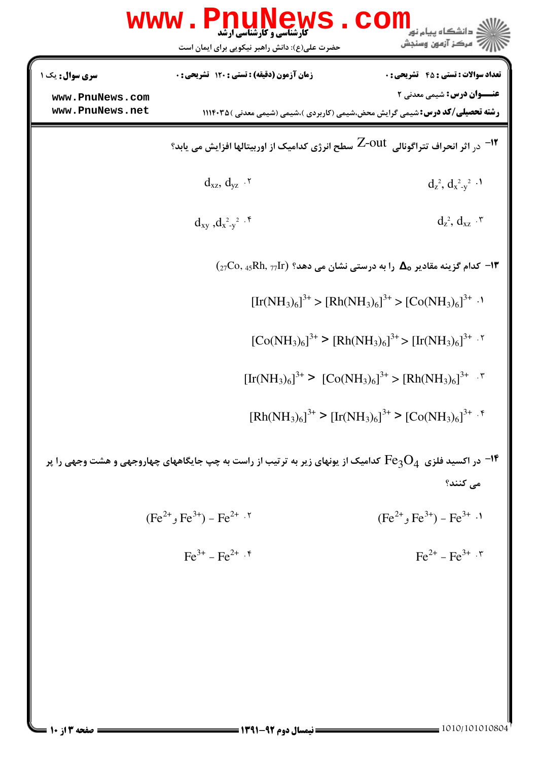۱۲- در اثر انحراف تتراگونالی Z-out سطح انرژی کدامیک از اوربیتالها افزایش می یابد؟

۱. $d_{z^2}, d_{x^2-y^2}$

۲. $d_{xz}, d_{yz}$

۳. $d_{z^2}, d_{xz}$

۴. $d_{xy}, d_{x^2-y^2}$

۱۳- کدام گزینه مقادیر $\Delta_o$ را به درستی نشان می دهد؟ ($_{27}Co$, $_{45}Rh$, $_{77}Ir$)

۱. $[Ir(NH_3)_6]^{3+} > [Rh(NH_3)_6]^{3+} > [Co(NH_3)_6]^{3+}$

۲. $[Co(NH_3)_6]^{3+} > [Rh(NH_3)_6]^{3+} > [Ir(NH_3)_6]^{3+}$

۳. $[Ir(NH_3)_6]^{3+} > [Co(NH_3)_6]^{3+} > [Rh(NH_3)_6]^{3+}$

۴. $[Rh(NH_3)_6]^{3+} > [Ir(NH_3)_6]^{3+} > [Co(NH_3)_6]^{3+}$

۱۴- در اکسید فلزی $Fe_3O_4$ کدامیک از یونهای زیر به ترتیب از راست به چپ جایگاههای چهاروجهی و هشت وجهی را پر می کنند؟

۱. ($Fe^{2+}$ و $Fe^{3+}$) – $Fe^{3+}$

۲. ($Fe^{2+}$ و $Fe^{3+}$) – $Fe^{2+}$

۳. $Fe^{2+}$ – $Fe^{3+}$

۴. $Fe^{3+}$ – $Fe^{2+}$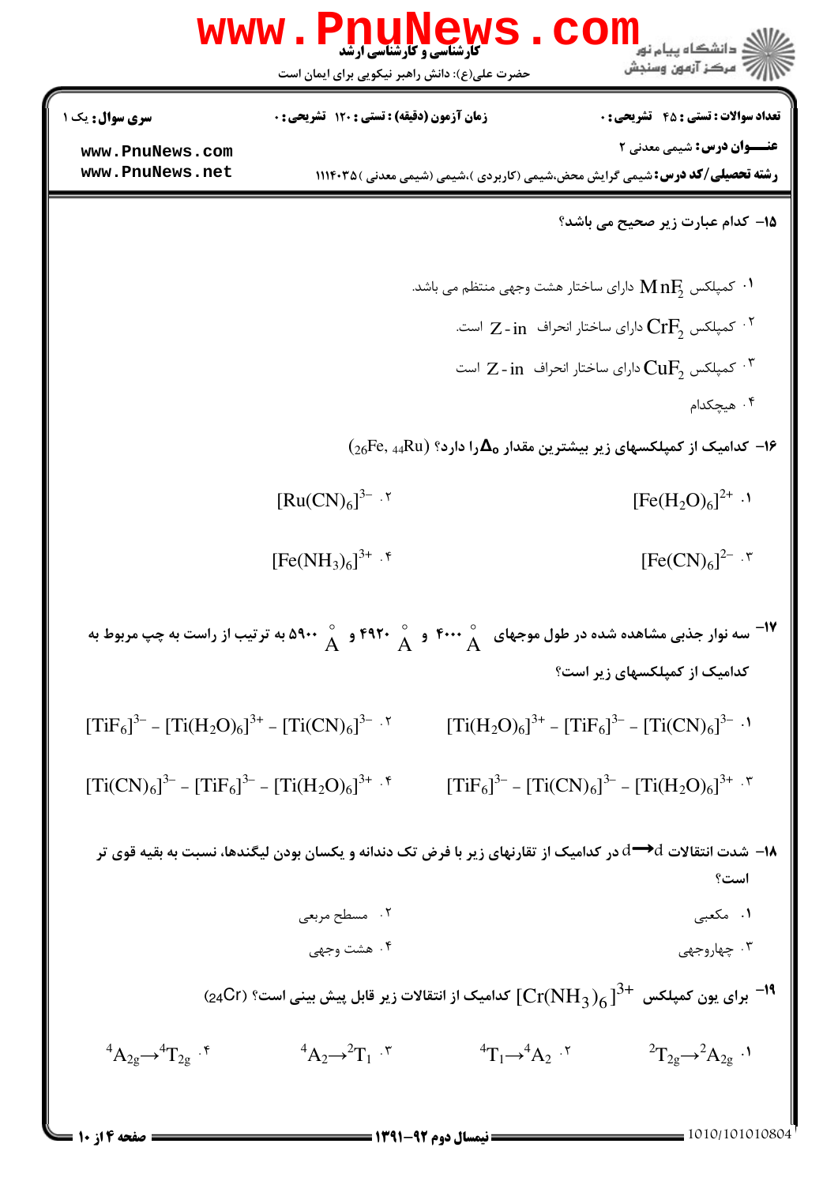۱۵- کدام عبارت زیر صحیح می باشد؟

۱. کمپلکس $MnF_2$ دارای ساختار هشت وجهی منتظم می باشد.

۲. کمپلکس $CrF_2$ دارای ساختار انحراف Z - in است.

۳. کمپلکس $CuF_2$ دارای ساختار انحراف Z - in است

۴. هیچکدام

۱۶- کدامیک از کمپلکسهای زیر بیشترین مقدار $\Delta_o$ را دارد؟ ($_{26}Fe$, $_{44}Ru$)

۱. $[Fe(H_2O)_6]^{2+}$

۲. $[Ru(CN)_6]^{3-}$

۳. $[Fe(CN)_6]^{2-}$

۴. $[Fe(NH_3)_6]^{3+}$

۱۷- سه نوار جذبی مشاهده شده در طول موجهای ۴۰۰۰ $\mathring{A}$ و ۴۹۲۰ $\mathring{A}$ و ۵۹۰۰ $\mathring{A}$ به ترتیب از راست به چپ مربوط به کدامیک از کمپلکسهای زیر است؟

۱. $[Ti(H_2O)_6]^{3+}$ – $[TiF_6]^{3-}$ – $[Ti(CN)_6]^{3-}$

۲. $[TiF_6]^{3-}$ – $[Ti(H_2O)_6]^{3+}$ – $[Ti(CN)_6]^{3-}$

۳. $[TiF_6]^{3-}$ – $[Ti(CN)_6]^{3-}$ – $[Ti(H_2O)_6]^{3+}$

۴. $[Ti(CN)_6]^{3-}$ – $[TiF_6]^{3-}$ – $[Ti(H_2O)_6]^{3+}$

۱۸- شدت انتقالات $d \rightarrow d$ در کدامیک از تقارنهای زیر با فرض تک دندانه و یکسان بودن لیگندها، نسبت به بقیه قوی تر است؟

۱. مکعبی

۲. مسطح مربعی

۳. چهاروجهی

۴. هشت وجهی

۱۹- برای یون کمپلکس $[Cr(NH_3)_6]^{3+}$ کدامیک از انتقالات زیر قابل پیش بینی است؟ ($_{24}Cr$)

۱. $^2T_{2g} \rightarrow {}^2A_{2g}$

۲. $^4T_1 \rightarrow {}^4A_2$

۳. $^4A_2 \rightarrow {}^2T_1$

۴. $^4A_{2g} \rightarrow {}^4T_{2g}$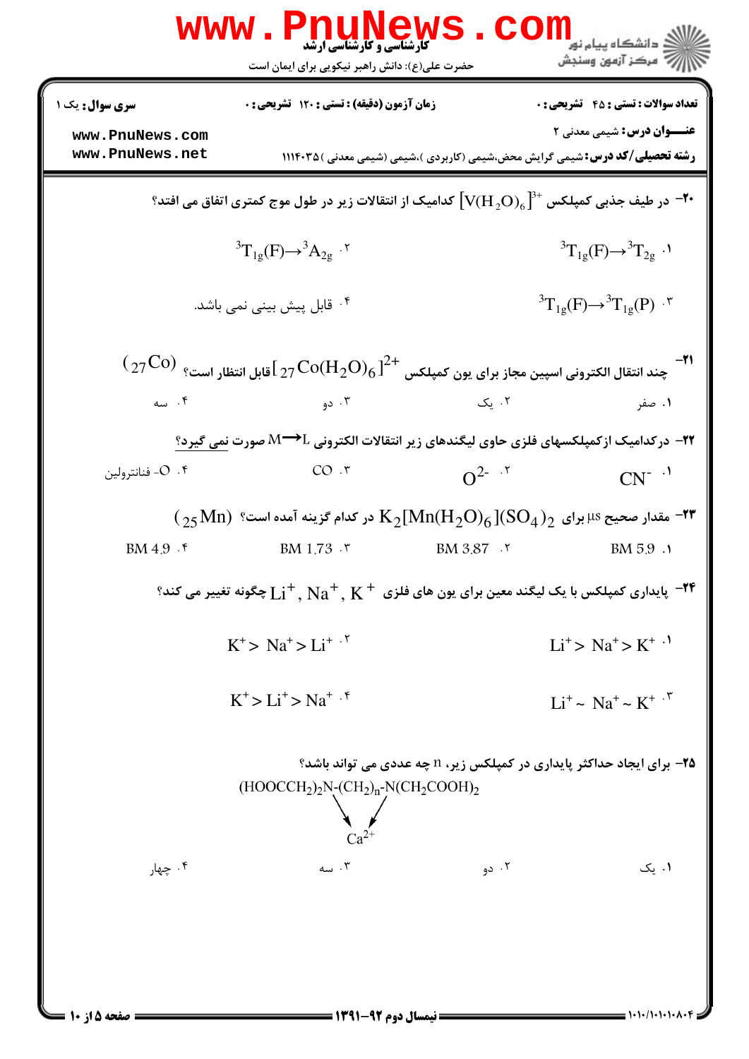۲۰- در طیف جذبی کمپلکس $[V(H_2O)_6]^{3+}$ کدامیک از انتقالات زیر در طول موج کمتری اتفاق می افتد؟

۱. $^3T_{1g}(F) \rightarrow {}^3T_{2g}$

۲. $^3T_{1g}(F) \rightarrow {}^3A_{2g}$

۳. $^3T_{1g}(F) \rightarrow {}^3T_{1g}(P)$

۴. قابل پیش بینی نمی باشد.

۲۱- چند انتقال الکترونی اسپین مجاز برای یون کمپلکس $[{}_{27}Co(H_2O)_6]^{2+}$ قابل انتظار است؟ $({}_{27}Co)$

۱. صفر

۲. یک

۳. دو

۴. سه

۲۲- درکدامیک ازکمپلکسهای فلزی حاوی لیگندهای زیر انتقالات الکترونی $M \rightarrow L$ صورت نمی گیرد؟

۱. $CN^-$

۲. $O^{2-}$

۳. $CO$

۴. O- فنانترولین

۲۳- مقدار صحیح $\mu s$ برای $K_2[Mn(H_2O)_6](SO_4)_2$ در کدام گزینه آمده است؟ $({}_{25}Mn)$

۱. BM 5.9

۲. BM 3.87

۳. BM 1.73

۴. BM 4.9

۲۴- پایداری کمپلکس با یک لیگند معین برای یون های فلزی $Li^+, Na^+, K^+$ چگونه تغییر می کند؟

۱. $Li^+ > Na^+ > K^+$

۲. $K^+ > Na^+ > Li^+$

۳. $Li^+ \sim Na^+ \sim K^+$

۴. $K^+ > Li^+ > Na^+$

۲۵- برای ایجاد حداکثر پایداری در کمپلکس زیر، n چه عددی می تواند باشد؟

$$(HOOCCH_2)_2N\text{-}(CH_2)_n\text{-}N(CH_2COOH)_2$$

(دو اتم نیتروژن به $Ca^{2+}$ متصل هستند)

۱. یک

۲. دو

۳. سه

۴. چهار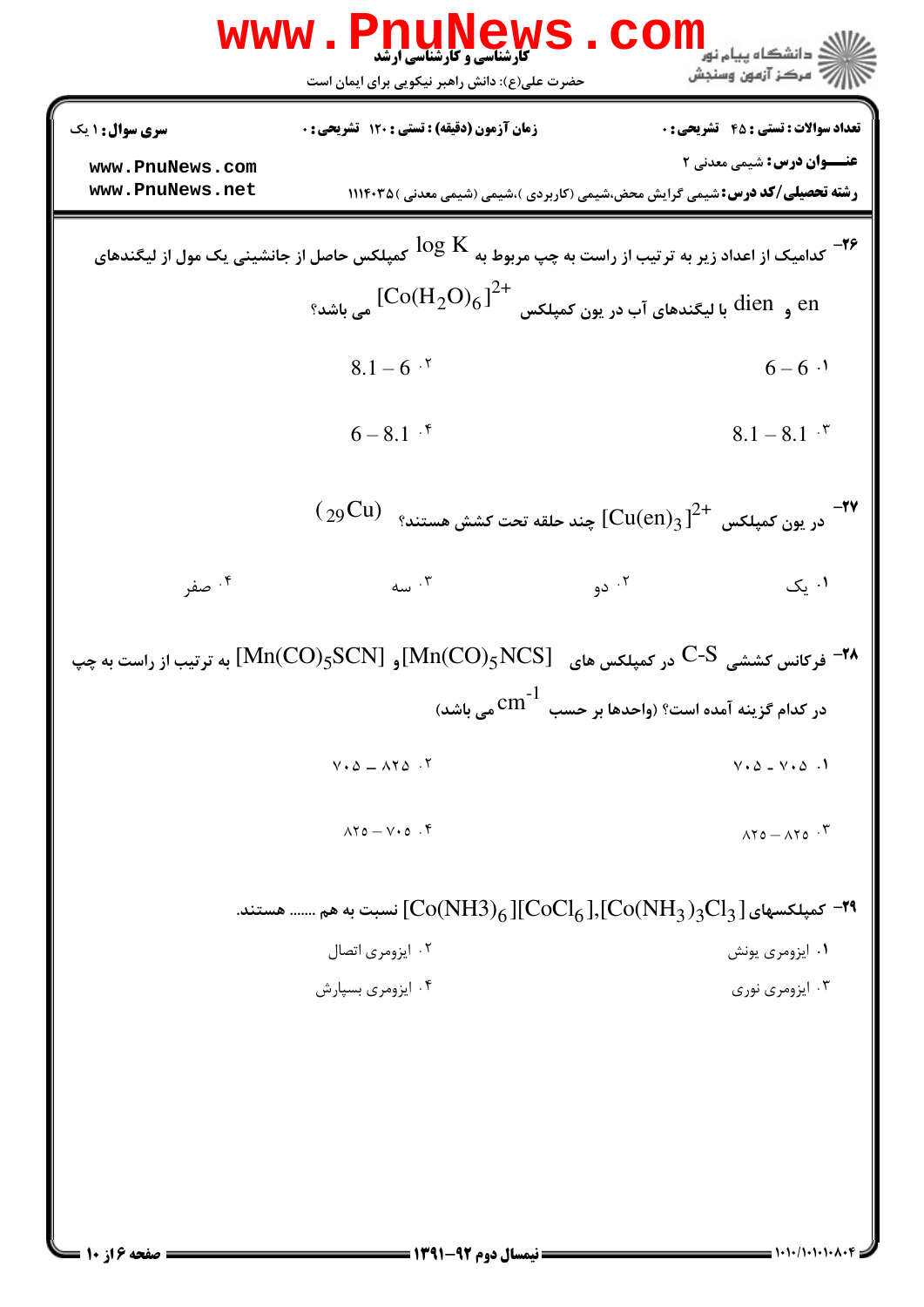**سری سوال:** ۱ یک | **زمان آزمون (دقیقه) : تستی :** ۱۲۰ **تشریحی :** ۰ | **تعداد سوالات : تستی :** ۴۵ **تشریحی :** ۰

**عنـــوان درس:** شیمی معدنی ۲

**رشته تحصیلی/کد درس:** شیمی گرایش محض،شیمی (کاربردی )،شیمی (شیمی معدنی )۱۱۱۴۰۳۵

۲۶- کدامیک از اعداد زیر به ترتیب از راست به چپ مربوط به $\log K$ کمپلکس حاصل از جانشینی یک مول از لیگندهای en و dien با لیگندهای آب در یون کمپلکس $[Co(H_2O)_6]^{2+}$ می باشد؟

۱. $6-6$

۲. $8.1-6$

۳. $8.1-8.1$

۴. $6-8.1$

۲۷- در یون کمپلکس $[Cu(en)_3]^{2+}$ چند حلقه تحت کشش هستند؟ $({}_{29}Cu)$

۱. یک

۲. دو

۳. سه

۴. صفر

۲۸- فرکانس کششی C-S در کمپلکس های $[Mn(CO)_5NCS]$ و $[Mn(CO)_5SCN]$ به ترتیب از راست به چپ در کدام گزینه آمده است؟ (واحدها بر حسب $cm^{-1}$ می باشد)

۱. ۷۰۵ - ۷۰۵

۲. ۸۲۵ – ۷۰۵

۳. ۸۲۵ – ۸۲۵

۴. ۷۰۵ – ۸۲۵

۲۹- کمپلکسهای $[Co(NH_3)_3Cl_3]$, $[Co(NH3)_6][CoCl_6]$ نسبت به هم ....... هستند.

۱. ایزومری یونش

۲. ایزومری اتصال

۳. ایزومری نوری

۴. ایزومری بسپارش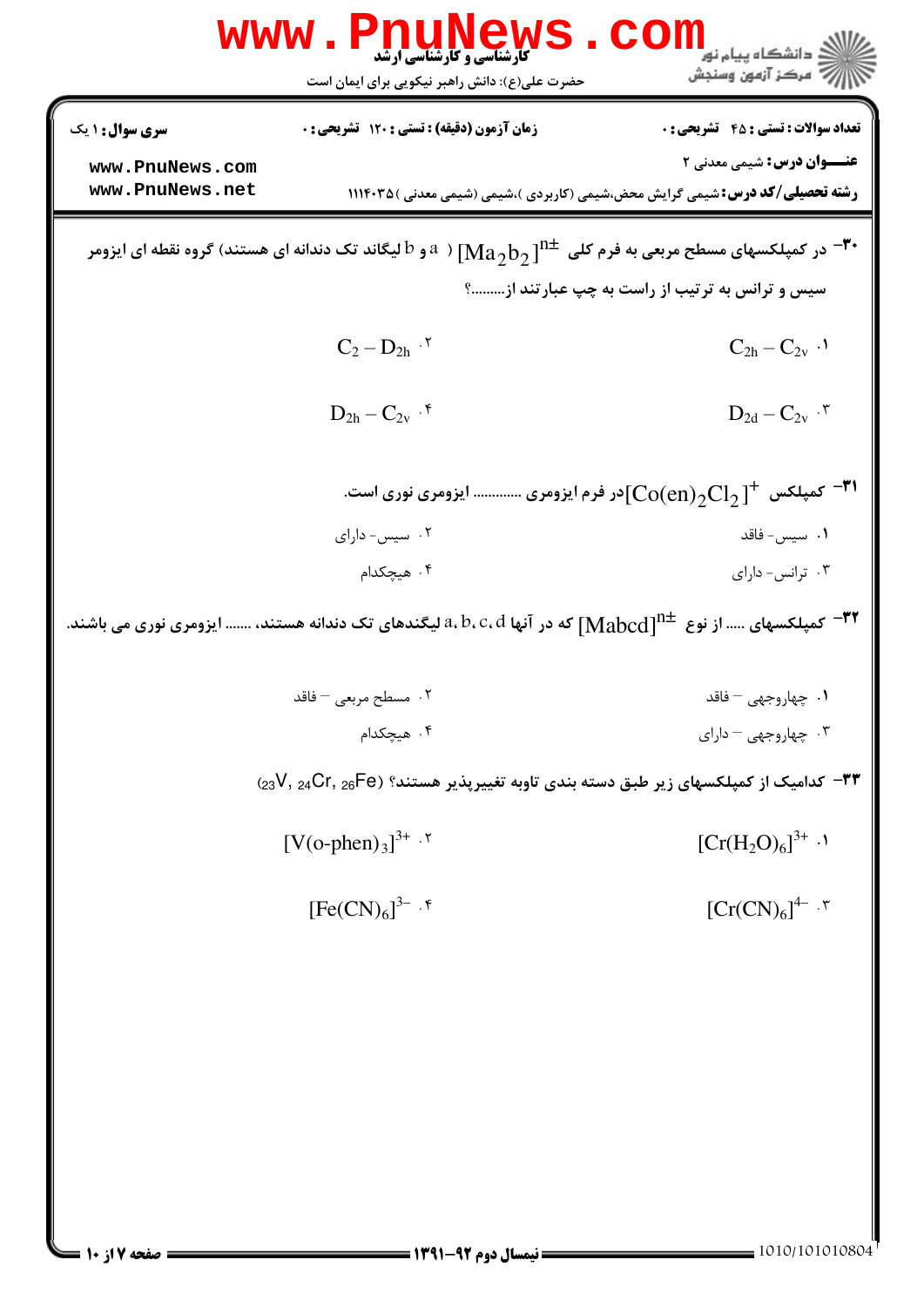**سری سؤال:** ۱ یک | **زمان آزمون (دقیقه) : تستی :** ۱۲۰ **تشریحی :** ۰ | **تعداد سوالات : تستی :** ۴۵ **تشریحی :** ۰

**عنـــوان درس:** شیمی معدنی ۲

**رشته تحصیلی/کد درس:** شیمی گرایش محض،شیمی (کاربردی )،شیمی (شیمی معدنی )۱۱۱۴۰۳۵

۳۰- در کمپلکسهای مسطح مربعی به فرم کلی $[Ma_2b_2]^{n\pm}$ ( a و b لیگاند تک دندانه ای هستند) گروه نقطه ای ایزومر سیس و ترانس به ترتیب از راست به چپ عبارتند از.........؟

۱. $C_{2h} - C_{2v}$

۲. $C_2 - D_{2h}$

۳. $D_{2d} - C_{2v}$

۴. $D_{2h} - C_{2v}$

۳۱- کمپلکس $[Co(en)_2Cl_2]^+$ در فرم ایزومری ............ ایزومری نوری است.

۱. سیس- فاقد

۲. سیس- دارای

۳. ترانس- دارای

۴. هیچکدام

۳۲- کمپلکسهای ..... از نوع $[Mabcd]^{n\pm}$ که در آنها a، b، c، d لیگندهای تک دندانه هستند، ....... ایزومری نوری می باشند.

۱. چهاروجهی – فاقد

۲. مسطح مربعی – فاقد

۳. چهاروجهی – دارای

۴. هیچکدام

۳۳- کدامیک از کمپلکسهای زیر طبق دسته بندی تاوبه تغییرپذیر هستند؟ ($_{23}V$, $_{24}Cr$, $_{26}Fe$)

۱. $[Cr(H_2O)_6]^{3+}$

۲. $[V(o\text{-}phen)_3]^{3+}$

۳. $[Cr(CN)_6]^{4-}$

۴. $[Fe(CN)_6]^{3-}$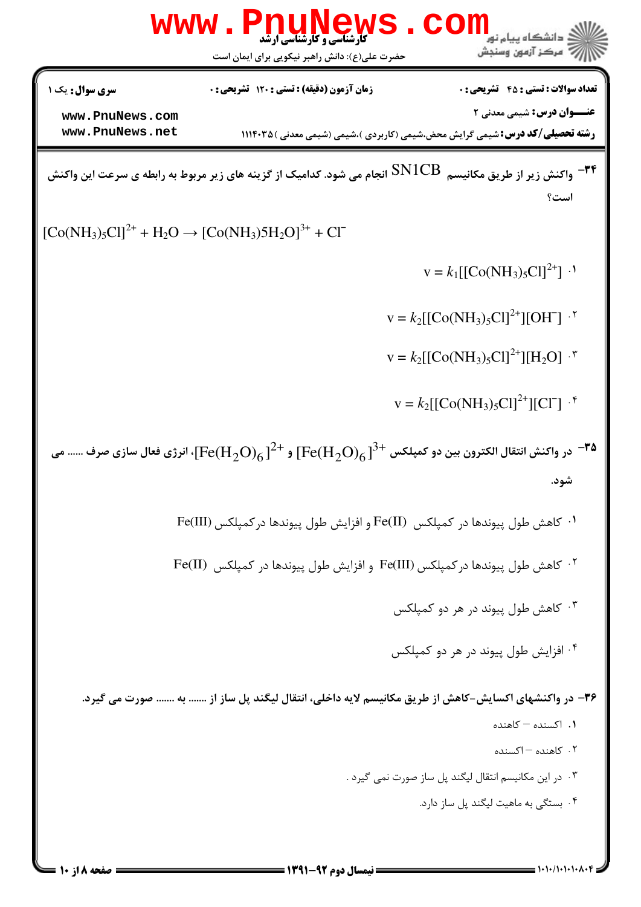**تعداد سوالات : تستی : ۴۵ تشریحی : ۰** | **زمان آزمون (دقیقه) : تستی : ۱۲۰ تشریحی : ۰** | **سری سوال : یک ۱**

**عنـــوان درس :** شیمی معدنی ۲

**رشته تحصیلی/کد درس :** شیمی گرایش محض،شیمی (کاربردی )،شیمی (شیمی معدنی )۱۱۱۴۰۳۵

۳۴- واکنش زیر از طریق مکانیسم SN1CB انجام می شود. کدامیک از گزینه های زیر مربوط به رابطه ی سرعت این واکنش است؟

$$[Co(NH_3)_5Cl]^{2+} + H_2O \rightarrow [Co(NH_3)5H_2O]^{3+} + Cl^-$$

۱. $v = k_1[[Co(NH_3)_5Cl]^{2+}]$

۲. $v = k_2[[Co(NH_3)_5Cl]^{2+}][OH^-]$

۳. $v = k_2[[Co(NH_3)_5Cl]^{2+}][H_2O]$

۴. $v = k_2[[Co(NH_3)_5Cl]^{2+}][Cl^-]$

۳۵- در واکنش انتقال الکترون بین دو کمپلکس $[Fe(H_2O)_6]^{3+}$ و $[Fe(H_2O)_6]^{2+}$، انرژی فعال سازی صرف ...... می شود.

۱. کاهش طول پیوندها در کمپلکس Fe(II) و افزایش طول پیوندها درکمپلکس Fe(III)

۲. کاهش طول پیوندها درکمپلکس Fe(III) و افزایش طول پیوندها در کمپلکس Fe(II)

۳. کاهش طول پیوند در هر دو کمپلکس

۴. افزایش طول پیوند در هر دو کمپلکس

۳۶- در واکنشهای اکسایش-کاهش از طریق مکانیسم لایه داخلی، انتقال لیگند پل ساز از ....... به ....... صورت می گیرد.

۱. اکسنده – کاهنده

۲. کاهنده – اکسنده

۳. در این مکانیسم انتقال لیگند پل ساز صورت نمی گیرد .

۴. بستگی به ماهیت لیگند پل ساز دارد.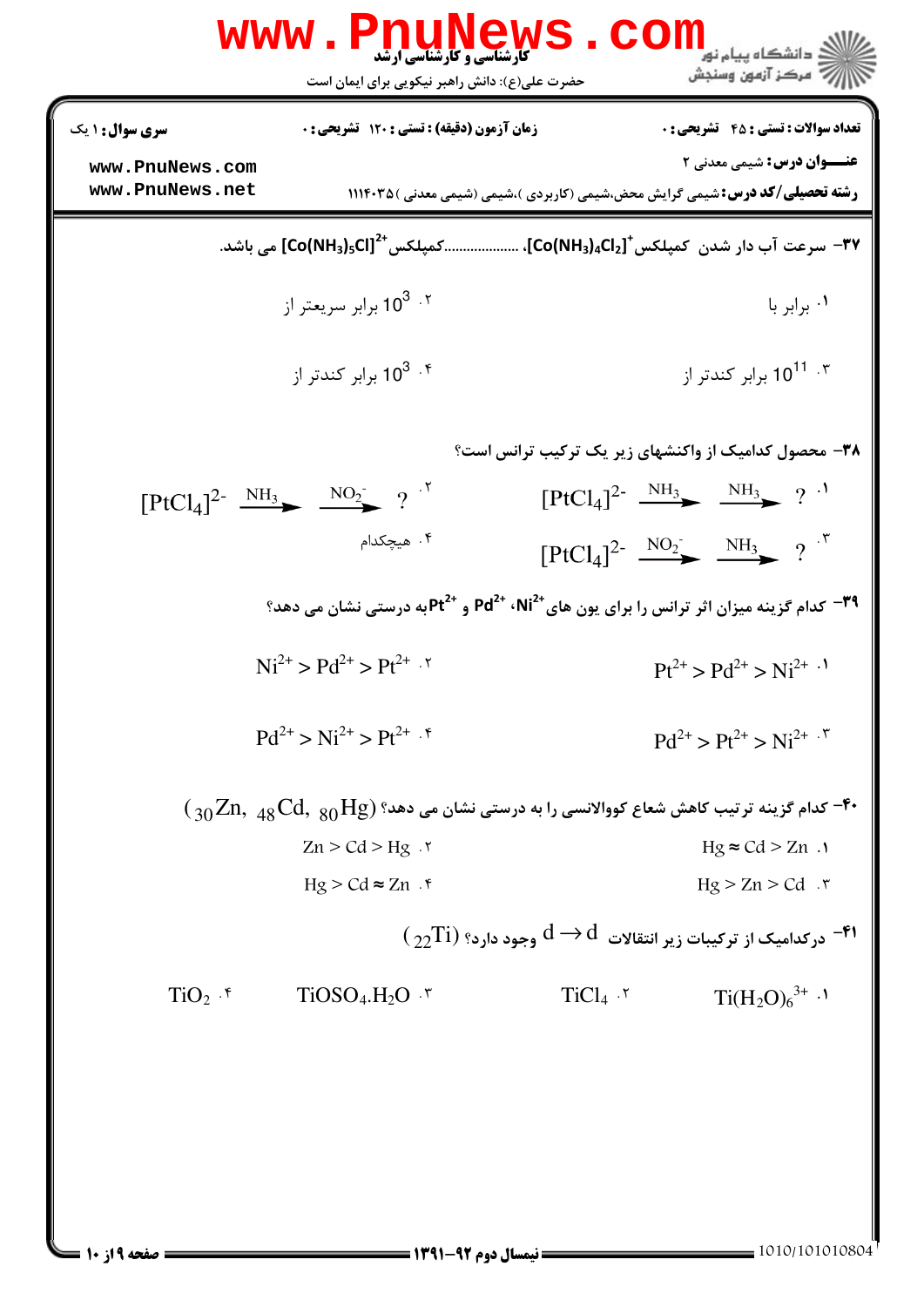۳۷– سرعت آب دار شدن کمپلکس $[Co(NH_3)_4Cl_2]^+$، .................. کمپلکس $[Co(NH_3)_5Cl]^{2+}$ می باشد.

۱. برابر با

۲. $10^3$ برابر سریعتر از

۳. $10^{11}$ برابر کندتر از

۴. $10^3$ برابر کندتر از

۳۸– محصول کدامیک از واکنشهای زیر یک ترکیب ترانس است؟

۱. $[PtCl_4]^{2-} \xrightarrow{NH_3} \xrightarrow{NH_3} ?$

۲. $[PtCl_4]^{2-} \xrightarrow{NH_3} \xrightarrow{NO_2^-} ?$

۳. $[PtCl_4]^{2-} \xrightarrow{NO_2^-} \xrightarrow{NH_3} ?$

۴. هیچکدام

۳۹– کدام گزینه میزان اثر ترانس را برای یون های $Ni^{2+}$، $Pd^{2+}$ و $Pt^{2+}$ به درستی نشان می دهد؟

۱. $Pt^{2+} > Pd^{2+} > Ni^{2+}$

۲. $Ni^{2+} > Pd^{2+} > Pt^{2+}$

۳. $Pd^{2+} > Pt^{2+} > Ni^{2+}$

۴. $Pd^{2+} > Ni^{2+} > Pt^{2+}$

۴۰– کدام گزینه ترتیب کاهش شعاع کووالانسی را به درستی نشان می دهد؟ $({}_{30}Zn,\ {}_{48}Cd,\ {}_{80}Hg)$

۱. $Hg \approx Cd > Zn$

۲. $Zn > Cd > Hg$

۳. $Hg > Zn > Cd$

۴. $Hg > Cd \approx Zn$

۴۱– درکدامیک از ترکیبات زیر انتقالات $d \rightarrow d$ وجود دارد؟ $({}_{22}Ti)$

۱. $Ti(H_2O)_6^{3+}$

۲. $TiCl_4$

۳. $TiOSO_4.H_2O$

۴. $TiO_2$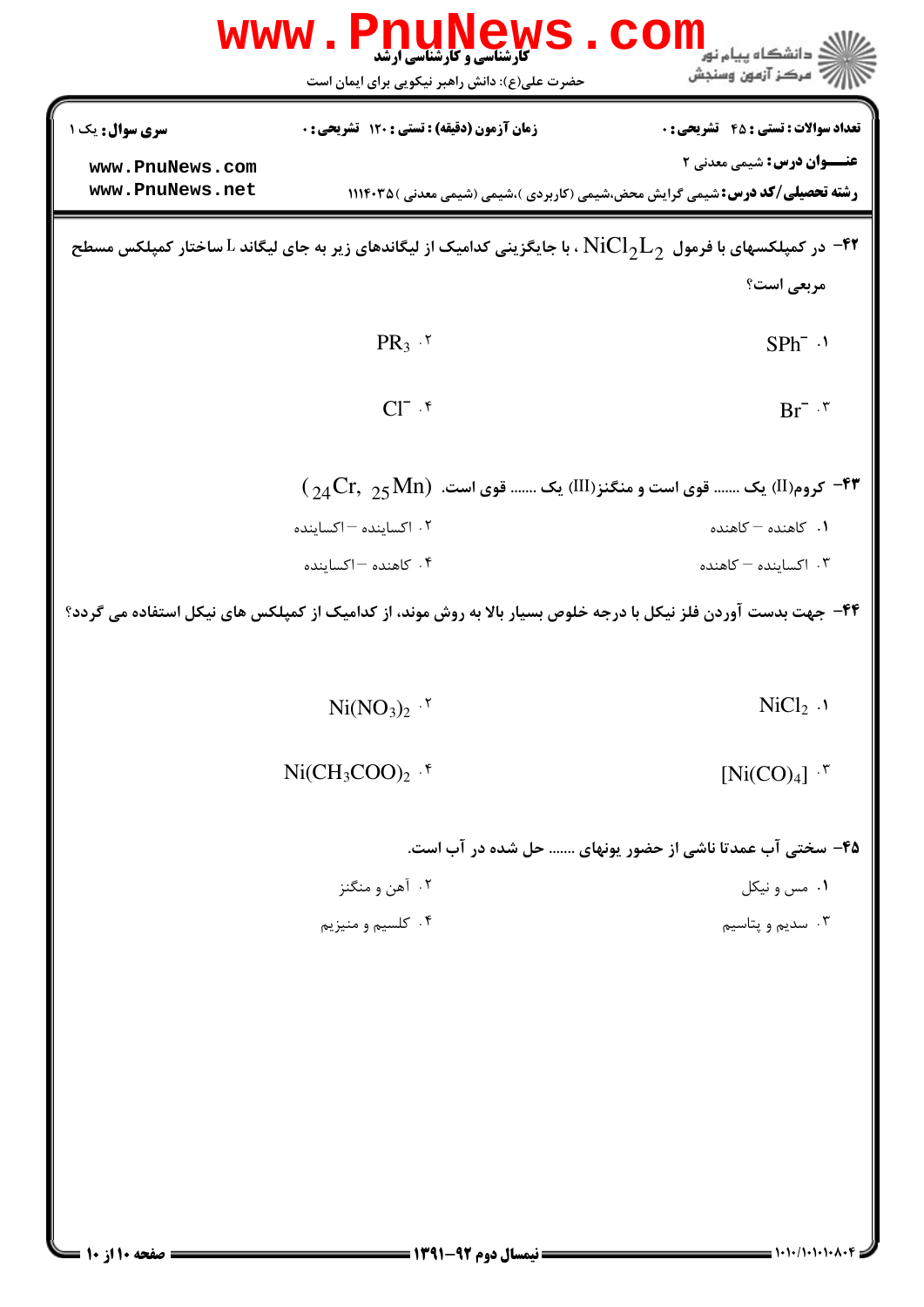۴۲- در کمپلکسهای با فرمول $NiCl_2L_2$ ، با جایگزینی کدامیک از لیگاندهای زیر به جای لیگاند L ساختار کمپلکس مسطح مربعی است؟

۱. $SPh^-$

۲. $PR_3$

۳. $Br^-$

۴. $Cl^-$

۴۳- کروم(II) یک ....... قوی است و منگنز(III) یک ....... قوی است. $({}_{24}Cr,\ {}_{25}Mn)$

۱. کاهنده – کاهنده

۲. اکساینده – اکساینده

۳. اکساینده – کاهنده

۴. کاهنده – اکساینده

۴۴- جهت بدست آوردن فلز نیکل با درجه خلوص بسیار بالا به روش موند، از کدامیک از کمپلکس های نیکل استفاده می گردد؟

۱. $NiCl_2$

۲. $Ni(NO_3)_2$

۳. $[Ni(CO)_4]$

۴. $Ni(CH_3COO)_2$

۴۵- سختی آب عمدتا ناشی از حضور یونهای ....... حل شده در آب است.

۱. مس و نیکل

۲. آهن و منگنز

۳. سدیم و پتاسیم

۴. کلسیم و منیزیم